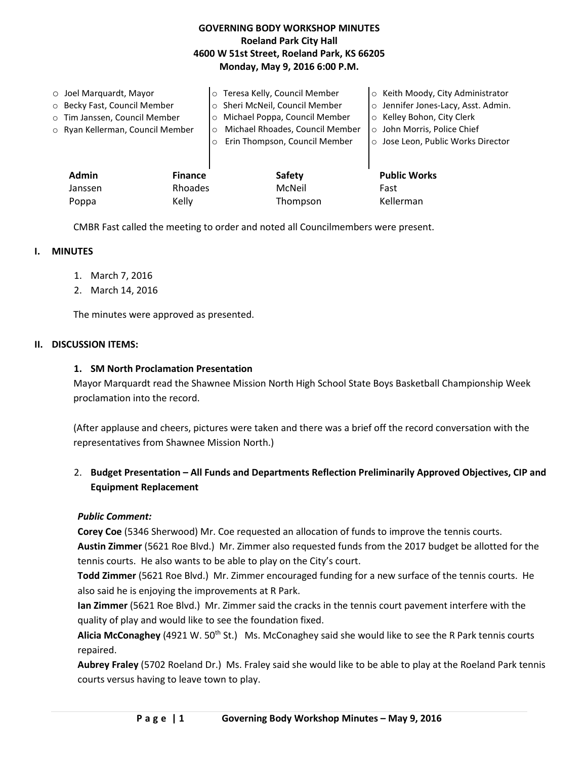# GOVERNING BODY WORKSHOP MINUTES
## Roeland Park City Hall
## 4600 W 51st Street, Roeland Park, KS 66205
## Monday, May 9, 2016 6:00 P.M.

- Joel Marquardt, Mayor
- Becky Fast, Council Member
- Tim Janssen, Council Member
- Ryan Kellerman, Council Member

- Teresa Kelly, Council Member
- Sheri McNeil, Council Member
- Michael Poppa, Council Member
- Michael Rhoades, Council Member
- Erin Thompson, Council Member

- Keith Moody, City Administrator
- Jennifer Jones-Lacy, Asst. Admin.
- Kelley Bohon, City Clerk
- John Morris, Police Chief
- Jose Leon, Public Works Director

| Admin | Finance | Safety | Public Works |
|---|---|---|---|
| Janssen | Rhoades | McNeil | Fast |
| Poppa | Kelly | Thompson | Kellerman |

CMBR Fast called the meeting to order and noted all Councilmembers were present.

## I. MINUTES

1. March 7, 2016
2. March 14, 2016

The minutes were approved as presented.

## II. DISCUSSION ITEMS:

### 1. SM North Proclamation Presentation

Mayor Marquardt read the Shawnee Mission North High School State Boys Basketball Championship Week proclamation into the record.

(After applause and cheers, pictures were taken and there was a brief off the record conversation with the representatives from Shawnee Mission North.)

### 2. Budget Presentation – All Funds and Departments Reflection Preliminarily Approved Objectives, CIP and Equipment Replacement

***Public Comment:***

**Corey Coe** (5346 Sherwood) Mr. Coe requested an allocation of funds to improve the tennis courts.

**Austin Zimmer** (5621 Roe Blvd.) Mr. Zimmer also requested funds from the 2017 budget be allotted for the tennis courts. He also wants to be able to play on the City's court.

**Todd Zimmer** (5621 Roe Blvd.) Mr. Zimmer encouraged funding for a new surface of the tennis courts. He also said he is enjoying the improvements at R Park.

**Ian Zimmer** (5621 Roe Blvd.) Mr. Zimmer said the cracks in the tennis court pavement interfere with the quality of play and would like to see the foundation fixed.

**Alicia McConaghey** (4921 W. 50th St.) Ms. McConaghey said she would like to see the R Park tennis courts repaired.

**Aubrey Fraley** (5702 Roeland Dr.) Ms. Fraley said she would like to be able to play at the Roeland Park tennis courts versus having to leave town to play.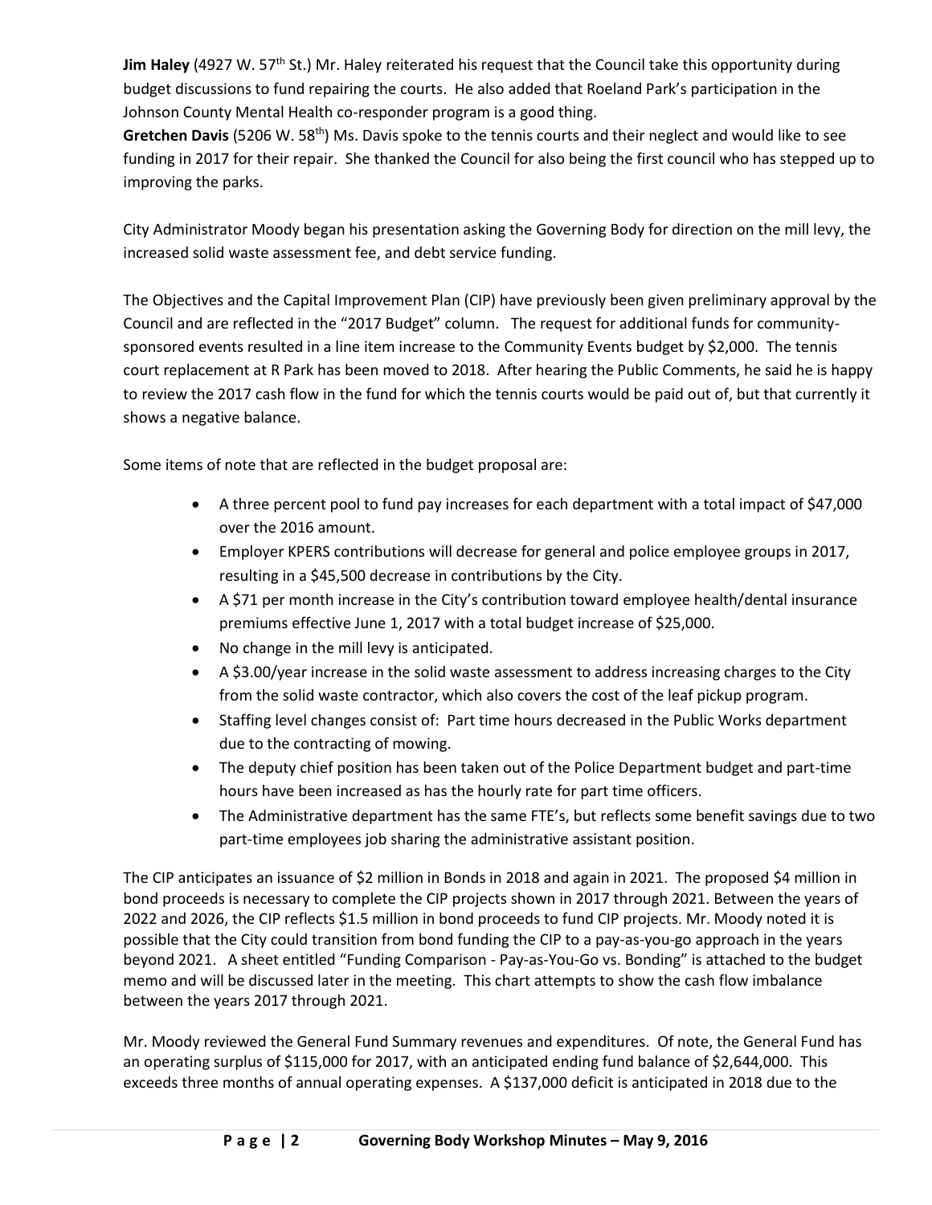**Jim Haley** (4927 W. 57th St.) Mr. Haley reiterated his request that the Council take this opportunity during budget discussions to fund repairing the courts. He also added that Roeland Park's participation in the Johnson County Mental Health co-responder program is a good thing.

**Gretchen Davis** (5206 W. 58th) Ms. Davis spoke to the tennis courts and their neglect and would like to see funding in 2017 for their repair. She thanked the Council for also being the first council who has stepped up to improving the parks.

City Administrator Moody began his presentation asking the Governing Body for direction on the mill levy, the increased solid waste assessment fee, and debt service funding.

The Objectives and the Capital Improvement Plan (CIP) have previously been given preliminary approval by the Council and are reflected in the "2017 Budget" column. The request for additional funds for community-sponsored events resulted in a line item increase to the Community Events budget by $2,000. The tennis court replacement at R Park has been moved to 2018. After hearing the Public Comments, he said he is happy to review the 2017 cash flow in the fund for which the tennis courts would be paid out of, but that currently it shows a negative balance.

Some items of note that are reflected in the budget proposal are:

- A three percent pool to fund pay increases for each department with a total impact of $47,000 over the 2016 amount.
- Employer KPERS contributions will decrease for general and police employee groups in 2017, resulting in a $45,500 decrease in contributions by the City.
- A $71 per month increase in the City's contribution toward employee health/dental insurance premiums effective June 1, 2017 with a total budget increase of $25,000.
- No change in the mill levy is anticipated.
- A $3.00/year increase in the solid waste assessment to address increasing charges to the City from the solid waste contractor, which also covers the cost of the leaf pickup program.
- Staffing level changes consist of: Part time hours decreased in the Public Works department due to the contracting of mowing.
- The deputy chief position has been taken out of the Police Department budget and part-time hours have been increased as has the hourly rate for part time officers.
- The Administrative department has the same FTE's, but reflects some benefit savings due to two part-time employees job sharing the administrative assistant position.

The CIP anticipates an issuance of $2 million in Bonds in 2018 and again in 2021. The proposed $4 million in bond proceeds is necessary to complete the CIP projects shown in 2017 through 2021. Between the years of 2022 and 2026, the CIP reflects $1.5 million in bond proceeds to fund CIP projects. Mr. Moody noted it is possible that the City could transition from bond funding the CIP to a pay-as-you-go approach in the years beyond 2021. A sheet entitled "Funding Comparison - Pay-as-You-Go vs. Bonding" is attached to the budget memo and will be discussed later in the meeting. This chart attempts to show the cash flow imbalance between the years 2017 through 2021.

Mr. Moody reviewed the General Fund Summary revenues and expenditures. Of note, the General Fund has an operating surplus of $115,000 for 2017, with an anticipated ending fund balance of $2,644,000. This exceeds three months of annual operating expenses. A $137,000 deficit is anticipated in 2018 due to the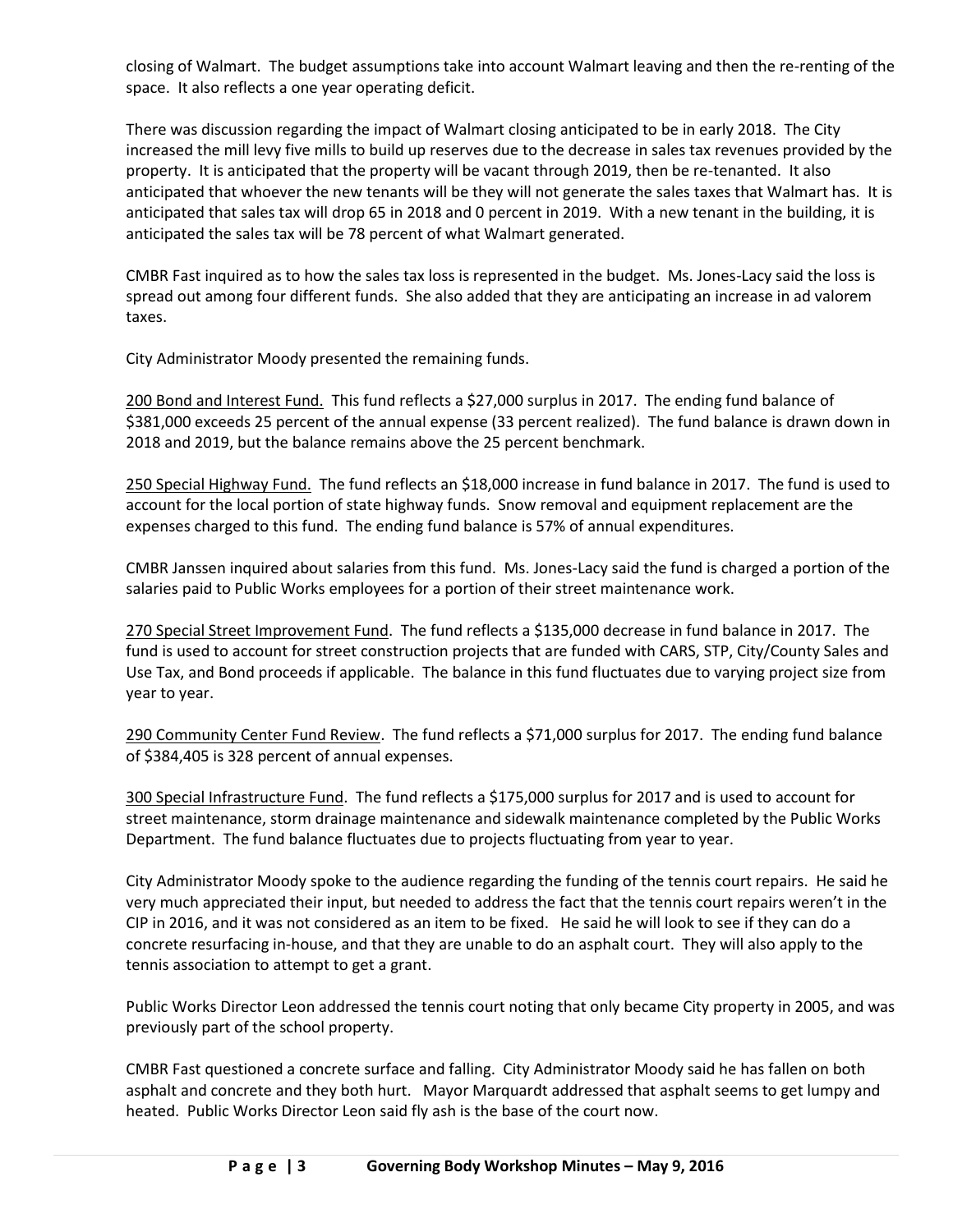closing of Walmart. The budget assumptions take into account Walmart leaving and then the re-renting of the space. It also reflects a one year operating deficit.

There was discussion regarding the impact of Walmart closing anticipated to be in early 2018. The City increased the mill levy five mills to build up reserves due to the decrease in sales tax revenues provided by the property. It is anticipated that the property will be vacant through 2019, then be re-tenanted. It also anticipated that whoever the new tenants will be they will not generate the sales taxes that Walmart has. It is anticipated that sales tax will drop 65 in 2018 and 0 percent in 2019. With a new tenant in the building, it is anticipated the sales tax will be 78 percent of what Walmart generated.

CMBR Fast inquired as to how the sales tax loss is represented in the budget. Ms. Jones-Lacy said the loss is spread out among four different funds. She also added that they are anticipating an increase in ad valorem taxes.

City Administrator Moody presented the remaining funds.

<u>200 Bond and Interest Fund.</u> This fund reflects a $27,000 surplus in 2017. The ending fund balance of $381,000 exceeds 25 percent of the annual expense (33 percent realized). The fund balance is drawn down in 2018 and 2019, but the balance remains above the 25 percent benchmark.

<u>250 Special Highway Fund.</u> The fund reflects an $18,000 increase in fund balance in 2017. The fund is used to account for the local portion of state highway funds. Snow removal and equipment replacement are the expenses charged to this fund. The ending fund balance is 57% of annual expenditures.

CMBR Janssen inquired about salaries from this fund. Ms. Jones-Lacy said the fund is charged a portion of the salaries paid to Public Works employees for a portion of their street maintenance work.

<u>270 Special Street Improvement Fund</u>. The fund reflects a $135,000 decrease in fund balance in 2017. The fund is used to account for street construction projects that are funded with CARS, STP, City/County Sales and Use Tax, and Bond proceeds if applicable. The balance in this fund fluctuates due to varying project size from year to year.

<u>290 Community Center Fund Review</u>. The fund reflects a $71,000 surplus for 2017. The ending fund balance of $384,405 is 328 percent of annual expenses.

<u>300 Special Infrastructure Fund</u>. The fund reflects a $175,000 surplus for 2017 and is used to account for street maintenance, storm drainage maintenance and sidewalk maintenance completed by the Public Works Department. The fund balance fluctuates due to projects fluctuating from year to year.

City Administrator Moody spoke to the audience regarding the funding of the tennis court repairs. He said he very much appreciated their input, but needed to address the fact that the tennis court repairs weren't in the CIP in 2016, and it was not considered as an item to be fixed. He said he will look to see if they can do a concrete resurfacing in-house, and that they are unable to do an asphalt court. They will also apply to the tennis association to attempt to get a grant.

Public Works Director Leon addressed the tennis court noting that only became City property in 2005, and was previously part of the school property.

CMBR Fast questioned a concrete surface and falling. City Administrator Moody said he has fallen on both asphalt and concrete and they both hurt. Mayor Marquardt addressed that asphalt seems to get lumpy and heated. Public Works Director Leon said fly ash is the base of the court now.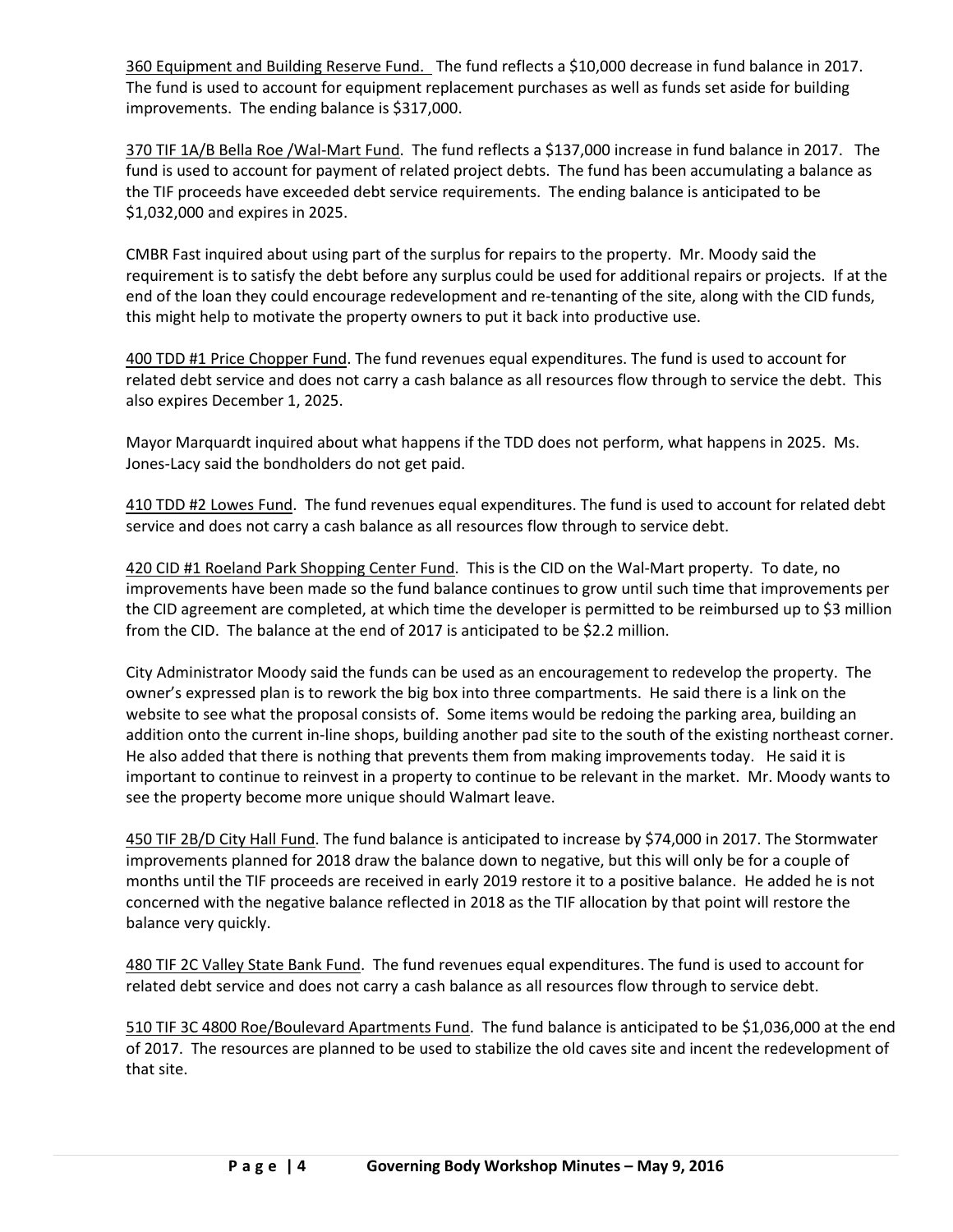360 Equipment and Building Reserve Fund. The fund reflects a $10,000 decrease in fund balance in 2017. The fund is used to account for equipment replacement purchases as well as funds set aside for building improvements. The ending balance is $317,000.

370 TIF 1A/B Bella Roe /Wal-Mart Fund. The fund reflects a $137,000 increase in fund balance in 2017. The fund is used to account for payment of related project debts. The fund has been accumulating a balance as the TIF proceeds have exceeded debt service requirements. The ending balance is anticipated to be $1,032,000 and expires in 2025.

CMBR Fast inquired about using part of the surplus for repairs to the property. Mr. Moody said the requirement is to satisfy the debt before any surplus could be used for additional repairs or projects. If at the end of the loan they could encourage redevelopment and re-tenanting of the site, along with the CID funds, this might help to motivate the property owners to put it back into productive use.

400 TDD #1 Price Chopper Fund. The fund revenues equal expenditures. The fund is used to account for related debt service and does not carry a cash balance as all resources flow through to service the debt. This also expires December 1, 2025.

Mayor Marquardt inquired about what happens if the TDD does not perform, what happens in 2025. Ms. Jones-Lacy said the bondholders do not get paid.

410 TDD #2 Lowes Fund. The fund revenues equal expenditures. The fund is used to account for related debt service and does not carry a cash balance as all resources flow through to service debt.

420 CID #1 Roeland Park Shopping Center Fund. This is the CID on the Wal-Mart property. To date, no improvements have been made so the fund balance continues to grow until such time that improvements per the CID agreement are completed, at which time the developer is permitted to be reimbursed up to $3 million from the CID. The balance at the end of 2017 is anticipated to be $2.2 million.

City Administrator Moody said the funds can be used as an encouragement to redevelop the property. The owner's expressed plan is to rework the big box into three compartments. He said there is a link on the website to see what the proposal consists of. Some items would be redoing the parking area, building an addition onto the current in-line shops, building another pad site to the south of the existing northeast corner. He also added that there is nothing that prevents them from making improvements today. He said it is important to continue to reinvest in a property to continue to be relevant in the market. Mr. Moody wants to see the property become more unique should Walmart leave.

450 TIF 2B/D City Hall Fund. The fund balance is anticipated to increase by $74,000 in 2017. The Stormwater improvements planned for 2018 draw the balance down to negative, but this will only be for a couple of months until the TIF proceeds are received in early 2019 restore it to a positive balance. He added he is not concerned with the negative balance reflected in 2018 as the TIF allocation by that point will restore the balance very quickly.

480 TIF 2C Valley State Bank Fund. The fund revenues equal expenditures. The fund is used to account for related debt service and does not carry a cash balance as all resources flow through to service debt.

510 TIF 3C 4800 Roe/Boulevard Apartments Fund. The fund balance is anticipated to be $1,036,000 at the end of 2017. The resources are planned to be used to stabilize the old caves site and incent the redevelopment of that site.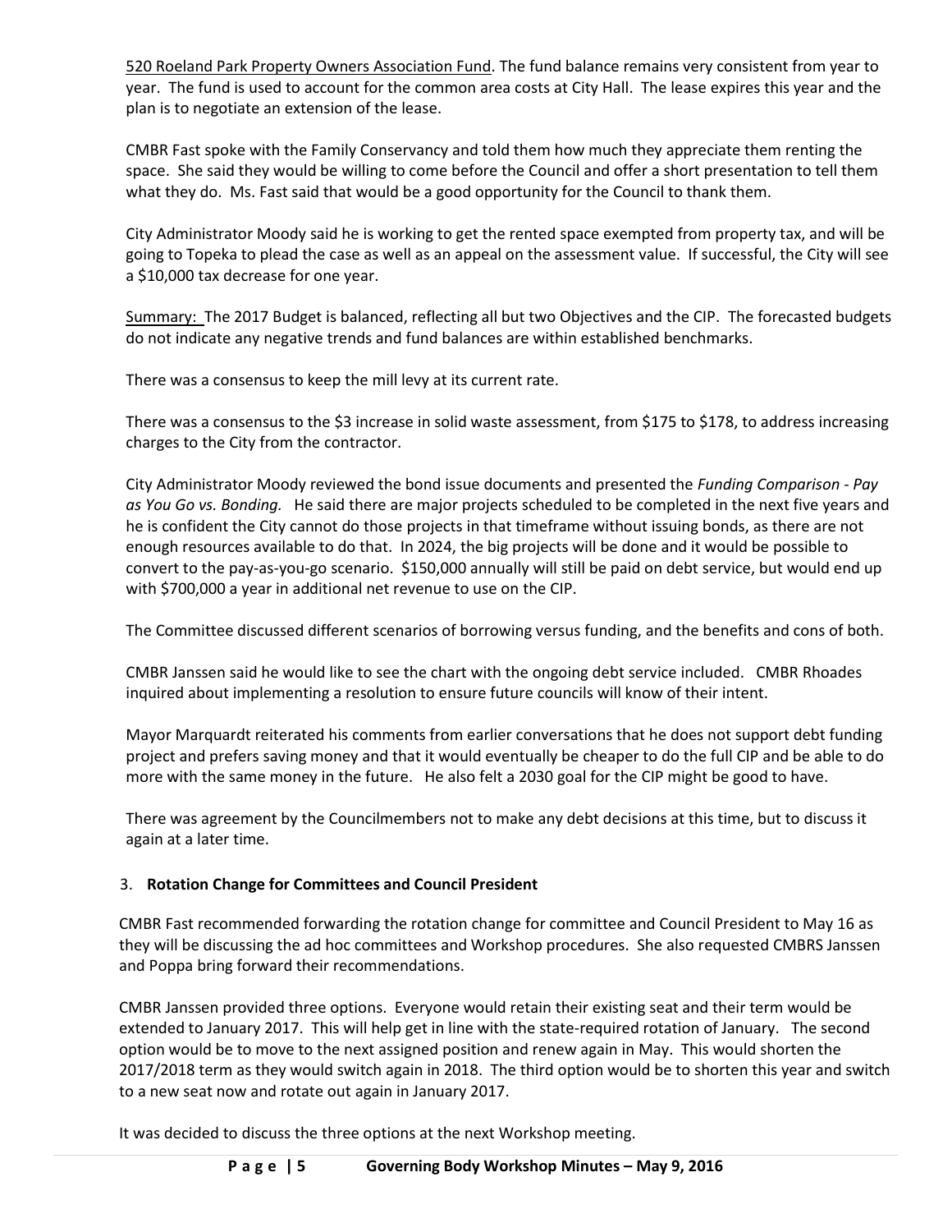520 Roeland Park Property Owners Association Fund. The fund balance remains very consistent from year to year. The fund is used to account for the common area costs at City Hall. The lease expires this year and the plan is to negotiate an extension of the lease.

CMBR Fast spoke with the Family Conservancy and told them how much they appreciate them renting the space. She said they would be willing to come before the Council and offer a short presentation to tell them what they do. Ms. Fast said that would be a good opportunity for the Council to thank them.

City Administrator Moody said he is working to get the rented space exempted from property tax, and will be going to Topeka to plead the case as well as an appeal on the assessment value. If successful, the City will see a $10,000 tax decrease for one year.

Summary: The 2017 Budget is balanced, reflecting all but two Objectives and the CIP. The forecasted budgets do not indicate any negative trends and fund balances are within established benchmarks.

There was a consensus to keep the mill levy at its current rate.

There was a consensus to the $3 increase in solid waste assessment, from $175 to $178, to address increasing charges to the City from the contractor.

City Administrator Moody reviewed the bond issue documents and presented the *Funding Comparison - Pay as You Go vs. Bonding.* He said there are major projects scheduled to be completed in the next five years and he is confident the City cannot do those projects in that timeframe without issuing bonds, as there are not enough resources available to do that. In 2024, the big projects will be done and it would be possible to convert to the pay-as-you-go scenario. $150,000 annually will still be paid on debt service, but would end up with $700,000 a year in additional net revenue to use on the CIP.

The Committee discussed different scenarios of borrowing versus funding, and the benefits and cons of both.

CMBR Janssen said he would like to see the chart with the ongoing debt service included. CMBR Rhoades inquired about implementing a resolution to ensure future councils will know of their intent.

Mayor Marquardt reiterated his comments from earlier conversations that he does not support debt funding project and prefers saving money and that it would eventually be cheaper to do the full CIP and be able to do more with the same money in the future. He also felt a 2030 goal for the CIP might be good to have.

There was agreement by the Councilmembers not to make any debt decisions at this time, but to discuss it again at a later time.

3. **Rotation Change for Committees and Council President**

CMBR Fast recommended forwarding the rotation change for committee and Council President to May 16 as they will be discussing the ad hoc committees and Workshop procedures. She also requested CMBRS Janssen and Poppa bring forward their recommendations.

CMBR Janssen provided three options. Everyone would retain their existing seat and their term would be extended to January 2017. This will help get in line with the state-required rotation of January. The second option would be to move to the next assigned position and renew again in May. This would shorten the 2017/2018 term as they would switch again in 2018. The third option would be to shorten this year and switch to a new seat now and rotate out again in January 2017.

It was decided to discuss the three options at the next Workshop meeting.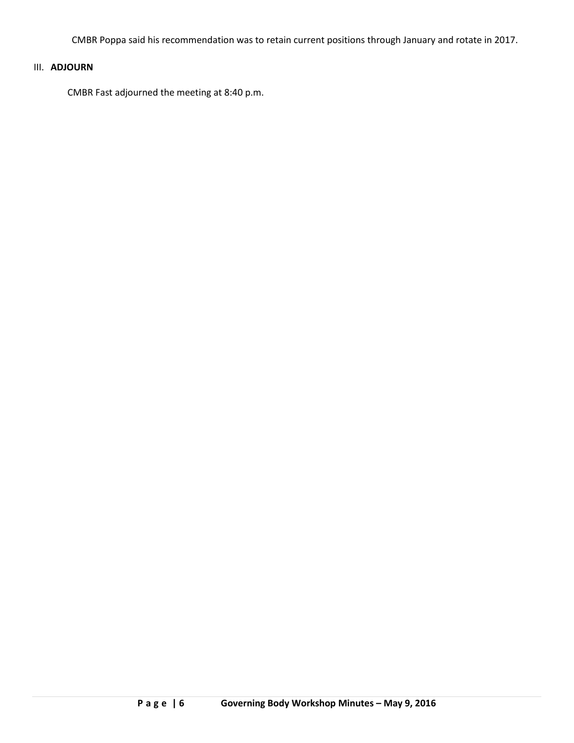CMBR Poppa said his recommendation was to retain current positions through January and rotate in 2017.

## III. **ADJOURN**

CMBR Fast adjourned the meeting at 8:40 p.m.